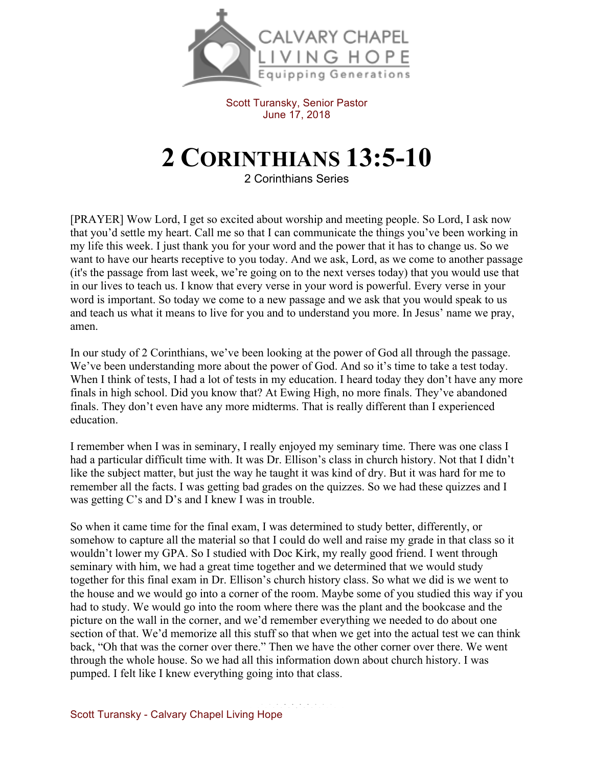Scott Turansky, Senior Pastor
June 17, 2018

# 2 CORINTHIANS 13:5-10

2 Corinthians Series

[PRAYER] Wow Lord, I get so excited about worship and meeting people. So Lord, I ask now that you'd settle my heart. Call me so that I can communicate the things you've been working in my life this week. I just thank you for your word and the power that it has to change us. So we want to have our hearts receptive to you today. And we ask, Lord, as we come to another passage (it's the passage from last week, we're going on to the next verses today) that you would use that in our lives to teach us. I know that every verse in your word is powerful. Every verse in your word is important. So today we come to a new passage and we ask that you would speak to us and teach us what it means to live for you and to understand you more. In Jesus' name we pray, amen.

In our study of 2 Corinthians, we've been looking at the power of God all through the passage. We've been understanding more about the power of God. And so it's time to take a test today. When I think of tests, I had a lot of tests in my education. I heard today they don't have any more finals in high school. Did you know that? At Ewing High, no more finals. They've abandoned finals. They don't even have any more midterms. That is really different than I experienced education.

I remember when I was in seminary, I really enjoyed my seminary time. There was one class I had a particular difficult time with. It was Dr. Ellison's class in church history. Not that I didn't like the subject matter, but just the way he taught it was kind of dry. But it was hard for me to remember all the facts. I was getting bad grades on the quizzes. So we had these quizzes and I was getting C's and D's and I knew I was in trouble.

So when it came time for the final exam, I was determined to study better, differently, or somehow to capture all the material so that I could do well and raise my grade in that class so it wouldn't lower my GPA. So I studied with Doc Kirk, my really good friend. I went through seminary with him, we had a great time together and we determined that we would study together for this final exam in Dr. Ellison's church history class. So what we did is we went to the house and we would go into a corner of the room. Maybe some of you studied this way if you had to study. We would go into the room where there was the plant and the bookcase and the picture on the wall in the corner, and we'd remember everything we needed to do about one section of that. We'd memorize all this stuff so that when we get into the actual test we can think back, "Oh that was the corner over there." Then we have the other corner over there. We went through the whole house. So we had all this information down about church history. I was pumped. I felt like I knew everything going into that class.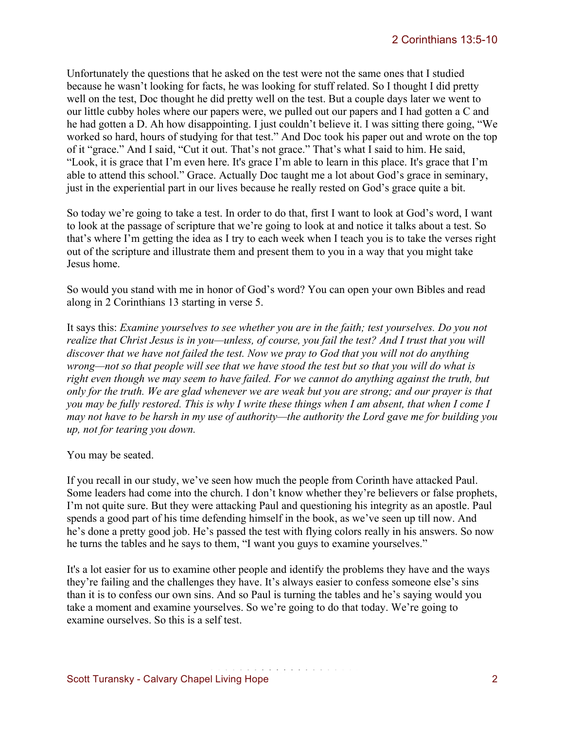Unfortunately the questions that he asked on the test were not the same ones that I studied because he wasn't looking for facts, he was looking for stuff related. So I thought I did pretty well on the test, Doc thought he did pretty well on the test. But a couple days later we went to our little cubby holes where our papers were, we pulled out our papers and I had gotten a C and he had gotten a D. Ah how disappointing. I just couldn't believe it. I was sitting there going, "We worked so hard, hours of studying for that test." And Doc took his paper out and wrote on the top of it "grace." And I said, "Cut it out. That's not grace." That's what I said to him. He said, "Look, it is grace that I'm even here. It's grace I'm able to learn in this place. It's grace that I'm able to attend this school." Grace. Actually Doc taught me a lot about God's grace in seminary, just in the experiential part in our lives because he really rested on God's grace quite a bit.

So today we're going to take a test. In order to do that, first I want to look at God's word, I want to look at the passage of scripture that we're going to look at and notice it talks about a test. So that's where I'm getting the idea as I try to each week when I teach you is to take the verses right out of the scripture and illustrate them and present them to you in a way that you might take Jesus home.

So would you stand with me in honor of God's word? You can open your own Bibles and read along in 2 Corinthians 13 starting in verse 5.

It says this: *Examine yourselves to see whether you are in the faith; test yourselves. Do you not realize that Christ Jesus is in you—unless, of course, you fail the test? And I trust that you will discover that we have not failed the test. Now we pray to God that you will not do anything wrong—not so that people will see that we have stood the test but so that you will do what is right even though we may seem to have failed. For we cannot do anything against the truth, but only for the truth. We are glad whenever we are weak but you are strong; and our prayer is that you may be fully restored. This is why I write these things when I am absent, that when I come I may not have to be harsh in my use of authority—the authority the Lord gave me for building you up, not for tearing you down.*

You may be seated.

If you recall in our study, we've seen how much the people from Corinth have attacked Paul. Some leaders had come into the church. I don't know whether they're believers or false prophets, I'm not quite sure. But they were attacking Paul and questioning his integrity as an apostle. Paul spends a good part of his time defending himself in the book, as we've seen up till now. And he's done a pretty good job. He's passed the test with flying colors really in his answers. So now he turns the tables and he says to them, "I want you guys to examine yourselves."

It's a lot easier for us to examine other people and identify the problems they have and the ways they're failing and the challenges they have. It's always easier to confess someone else's sins than it is to confess our own sins. And so Paul is turning the tables and he's saying would you take a moment and examine yourselves. So we're going to do that today. We're going to examine ourselves. So this is a self test.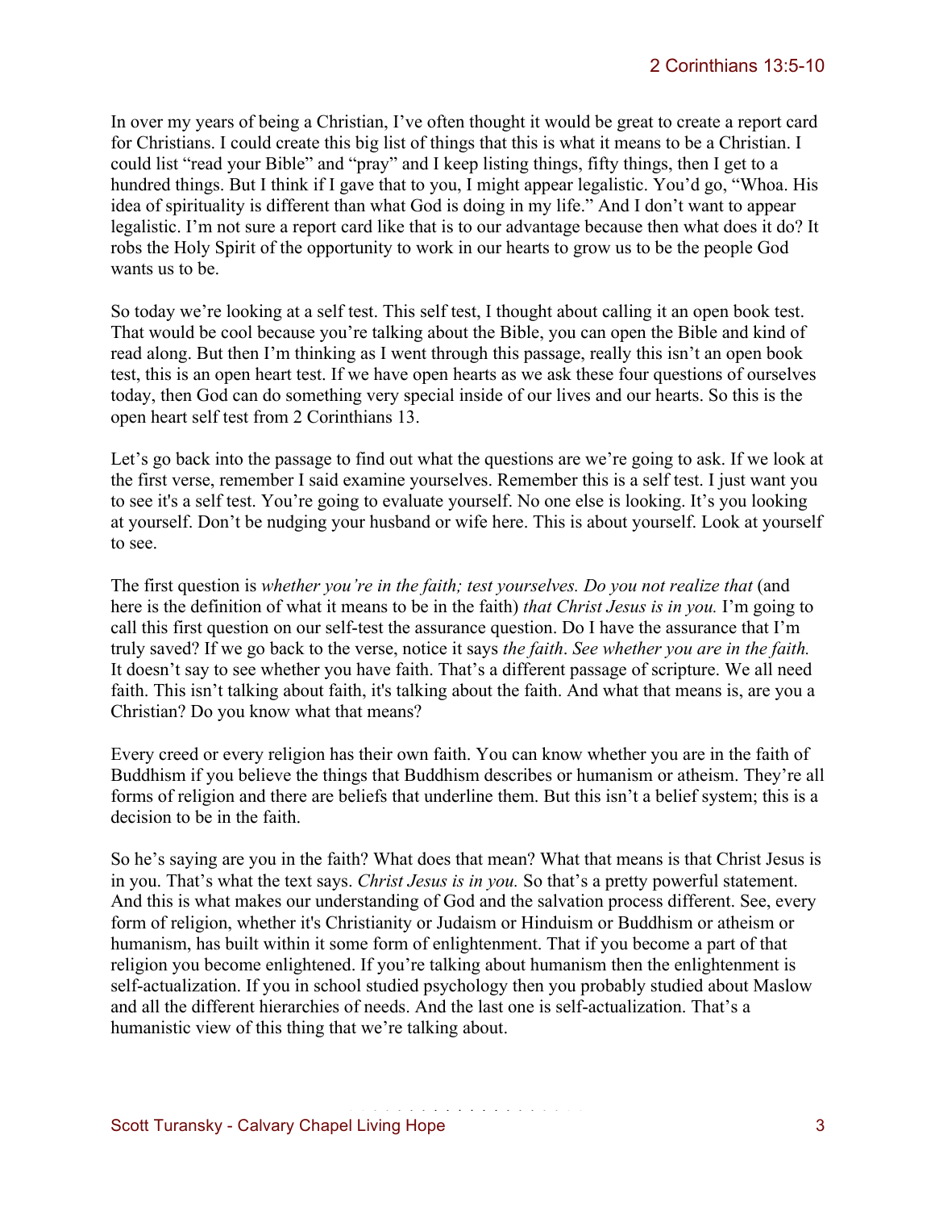In over my years of being a Christian, I've often thought it would be great to create a report card for Christians. I could create this big list of things that this is what it means to be a Christian. I could list "read your Bible" and "pray" and I keep listing things, fifty things, then I get to a hundred things. But I think if I gave that to you, I might appear legalistic. You'd go, "Whoa. His idea of spirituality is different than what God is doing in my life." And I don't want to appear legalistic. I'm not sure a report card like that is to our advantage because then what does it do? It robs the Holy Spirit of the opportunity to work in our hearts to grow us to be the people God wants us to be.

So today we're looking at a self test. This self test, I thought about calling it an open book test. That would be cool because you're talking about the Bible, you can open the Bible and kind of read along. But then I'm thinking as I went through this passage, really this isn't an open book test, this is an open heart test. If we have open hearts as we ask these four questions of ourselves today, then God can do something very special inside of our lives and our hearts. So this is the open heart self test from 2 Corinthians 13.

Let's go back into the passage to find out what the questions are we're going to ask. If we look at the first verse, remember I said examine yourselves. Remember this is a self test. I just want you to see it's a self test. You're going to evaluate yourself. No one else is looking. It's you looking at yourself. Don't be nudging your husband or wife here. This is about yourself. Look at yourself to see.

The first question is *whether you're in the faith; test yourselves. Do you not realize that* (and here is the definition of what it means to be in the faith) *that Christ Jesus is in you.* I'm going to call this first question on our self-test the assurance question. Do I have the assurance that I'm truly saved? If we go back to the verse, notice it says *the faith*. *See whether you are in the faith.* It doesn't say to see whether you have faith. That's a different passage of scripture. We all need faith. This isn't talking about faith, it's talking about the faith. And what that means is, are you a Christian? Do you know what that means?

Every creed or every religion has their own faith. You can know whether you are in the faith of Buddhism if you believe the things that Buddhism describes or humanism or atheism. They're all forms of religion and there are beliefs that underline them. But this isn't a belief system; this is a decision to be in the faith.

So he's saying are you in the faith? What does that mean? What that means is that Christ Jesus is in you. That's what the text says. *Christ Jesus is in you.* So that's a pretty powerful statement. And this is what makes our understanding of God and the salvation process different. See, every form of religion, whether it's Christianity or Judaism or Hinduism or Buddhism or atheism or humanism, has built within it some form of enlightenment. That if you become a part of that religion you become enlightened. If you're talking about humanism then the enlightenment is self-actualization. If you in school studied psychology then you probably studied about Maslow and all the different hierarchies of needs. And the last one is self-actualization. That's a humanistic view of this thing that we're talking about.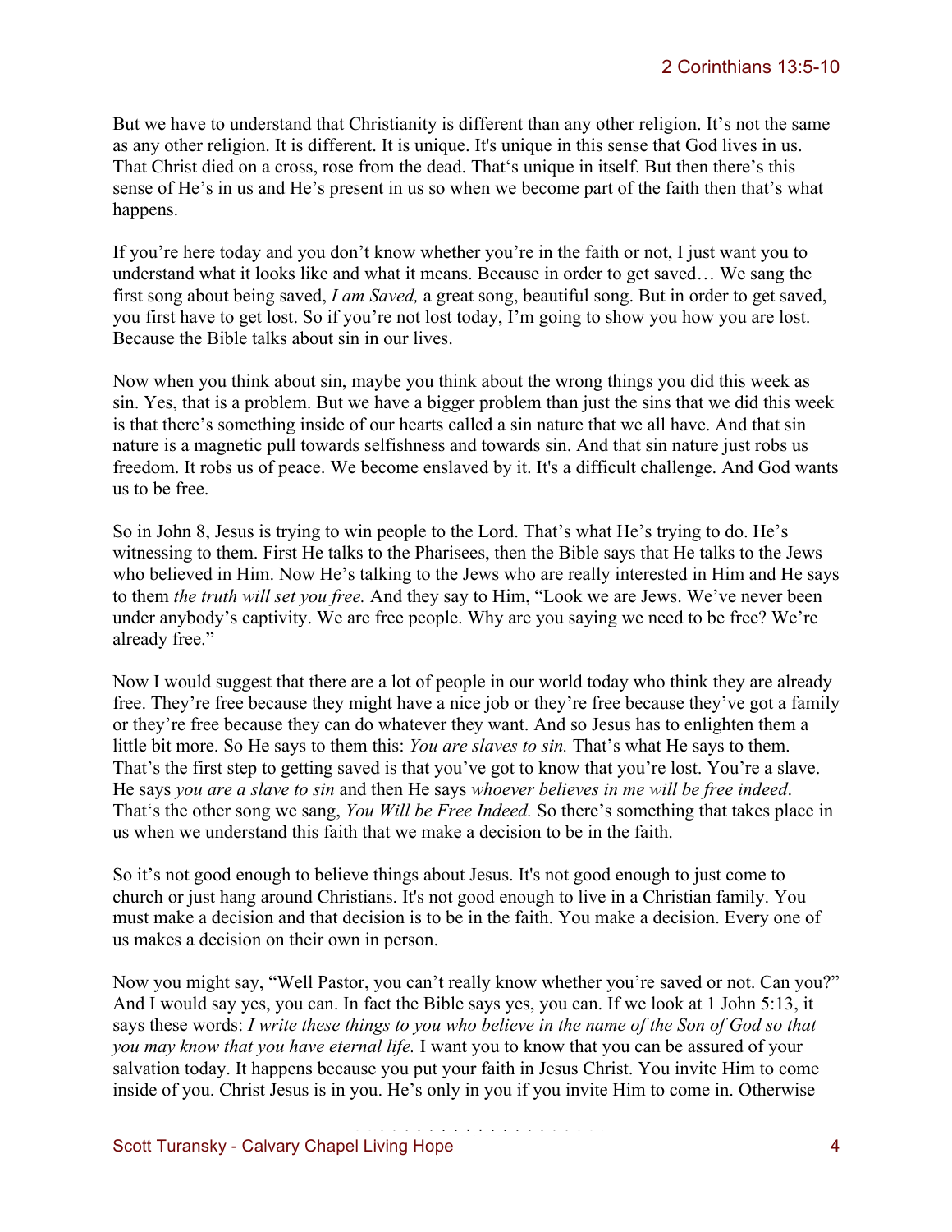But we have to understand that Christianity is different than any other religion. It's not the same as any other religion. It is different. It is unique. It's unique in this sense that God lives in us. That Christ died on a cross, rose from the dead. That's unique in itself. But then there's this sense of He's in us and He's present in us so when we become part of the faith then that's what happens.

If you're here today and you don't know whether you're in the faith or not, I just want you to understand what it looks like and what it means. Because in order to get saved… We sang the first song about being saved, *I am Saved,* a great song, beautiful song. But in order to get saved, you first have to get lost. So if you're not lost today, I'm going to show you how you are lost. Because the Bible talks about sin in our lives.

Now when you think about sin, maybe you think about the wrong things you did this week as sin. Yes, that is a problem. But we have a bigger problem than just the sins that we did this week is that there's something inside of our hearts called a sin nature that we all have. And that sin nature is a magnetic pull towards selfishness and towards sin. And that sin nature just robs us freedom. It robs us of peace. We become enslaved by it. It's a difficult challenge. And God wants us to be free.

So in John 8, Jesus is trying to win people to the Lord. That's what He's trying to do. He's witnessing to them. First He talks to the Pharisees, then the Bible says that He talks to the Jews who believed in Him. Now He's talking to the Jews who are really interested in Him and He says to them *the truth will set you free.* And they say to Him, "Look we are Jews. We've never been under anybody's captivity. We are free people. Why are you saying we need to be free? We're already free."

Now I would suggest that there are a lot of people in our world today who think they are already free. They're free because they might have a nice job or they're free because they've got a family or they're free because they can do whatever they want. And so Jesus has to enlighten them a little bit more. So He says to them this: *You are slaves to sin.* That's what He says to them. That's the first step to getting saved is that you've got to know that you're lost. You're a slave. He says *you are a slave to sin* and then He says *whoever believes in me will be free indeed*. That's the other song we sang, *You Will be Free Indeed.* So there's something that takes place in us when we understand this faith that we make a decision to be in the faith.

So it's not good enough to believe things about Jesus. It's not good enough to just come to church or just hang around Christians. It's not good enough to live in a Christian family. You must make a decision and that decision is to be in the faith. You make a decision. Every one of us makes a decision on their own in person.

Now you might say, "Well Pastor, you can't really know whether you're saved or not. Can you?" And I would say yes, you can. In fact the Bible says yes, you can. If we look at 1 John 5:13, it says these words: *I write these things to you who believe in the name of the Son of God so that you may know that you have eternal life.* I want you to know that you can be assured of your salvation today. It happens because you put your faith in Jesus Christ. You invite Him to come inside of you. Christ Jesus is in you. He's only in you if you invite Him to come in. Otherwise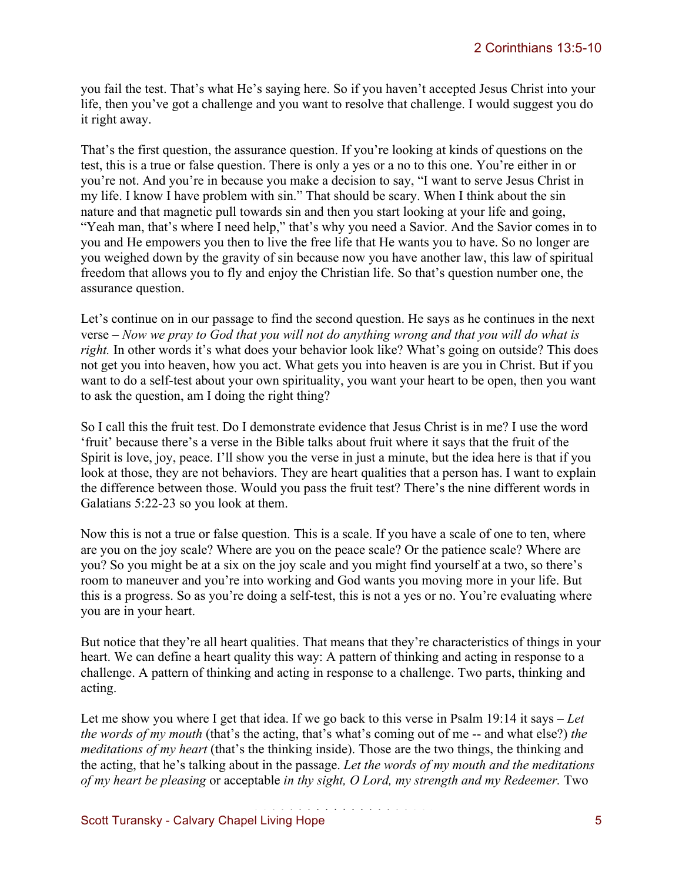you fail the test. That's what He's saying here. So if you haven't accepted Jesus Christ into your life, then you've got a challenge and you want to resolve that challenge. I would suggest you do it right away.

That's the first question, the assurance question. If you're looking at kinds of questions on the test, this is a true or false question. There is only a yes or a no to this one. You're either in or you're not. And you're in because you make a decision to say, "I want to serve Jesus Christ in my life. I know I have problem with sin." That should be scary. When I think about the sin nature and that magnetic pull towards sin and then you start looking at your life and going, "Yeah man, that's where I need help," that's why you need a Savior. And the Savior comes in to you and He empowers you then to live the free life that He wants you to have. So no longer are you weighed down by the gravity of sin because now you have another law, this law of spiritual freedom that allows you to fly and enjoy the Christian life. So that's question number one, the assurance question.

Let's continue on in our passage to find the second question. He says as he continues in the next verse – *Now we pray to God that you will not do anything wrong and that you will do what is right.* In other words it's what does your behavior look like? What's going on outside? This does not get you into heaven, how you act. What gets you into heaven is are you in Christ. But if you want to do a self-test about your own spirituality, you want your heart to be open, then you want to ask the question, am I doing the right thing?

So I call this the fruit test. Do I demonstrate evidence that Jesus Christ is in me? I use the word 'fruit' because there's a verse in the Bible talks about fruit where it says that the fruit of the Spirit is love, joy, peace. I'll show you the verse in just a minute, but the idea here is that if you look at those, they are not behaviors. They are heart qualities that a person has. I want to explain the difference between those. Would you pass the fruit test? There's the nine different words in Galatians 5:22-23 so you look at them.

Now this is not a true or false question. This is a scale. If you have a scale of one to ten, where are you on the joy scale? Where are you on the peace scale? Or the patience scale? Where are you? So you might be at a six on the joy scale and you might find yourself at a two, so there's room to maneuver and you're into working and God wants you moving more in your life. But this is a progress. So as you're doing a self-test, this is not a yes or no. You're evaluating where you are in your heart.

But notice that they're all heart qualities. That means that they're characteristics of things in your heart. We can define a heart quality this way: A pattern of thinking and acting in response to a challenge. A pattern of thinking and acting in response to a challenge. Two parts, thinking and acting.

Let me show you where I get that idea. If we go back to this verse in Psalm 19:14 it says – *Let the words of my mouth* (that's the acting, that's what's coming out of me -- and what else?) *the meditations of my heart* (that's the thinking inside). Those are the two things, the thinking and the acting, that he's talking about in the passage. *Let the words of my mouth and the meditations of my heart be pleasing* or acceptable *in thy sight, O Lord, my strength and my Redeemer.* Two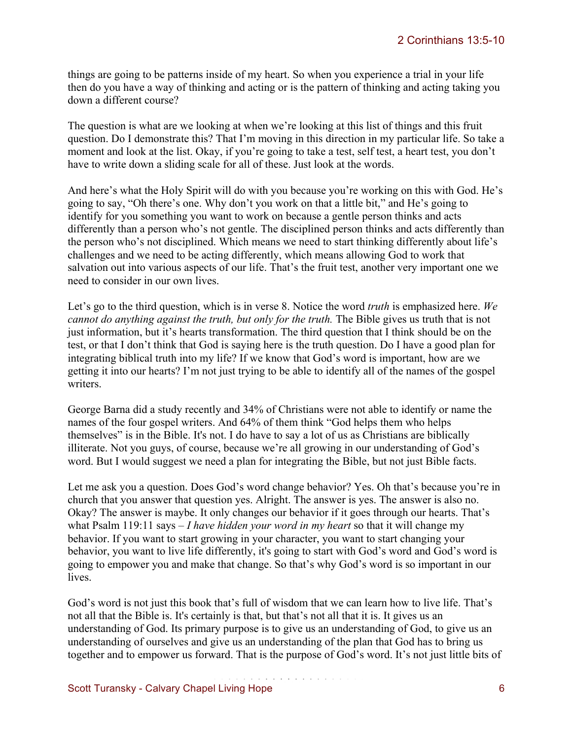things are going to be patterns inside of my heart. So when you experience a trial in your life then do you have a way of thinking and acting or is the pattern of thinking and acting taking you down a different course?

The question is what are we looking at when we're looking at this list of things and this fruit question. Do I demonstrate this? That I'm moving in this direction in my particular life. So take a moment and look at the list. Okay, if you're going to take a test, self test, a heart test, you don't have to write down a sliding scale for all of these. Just look at the words.

And here's what the Holy Spirit will do with you because you're working on this with God. He's going to say, "Oh there's one. Why don't you work on that a little bit," and He's going to identify for you something you want to work on because a gentle person thinks and acts differently than a person who's not gentle. The disciplined person thinks and acts differently than the person who's not disciplined. Which means we need to start thinking differently about life's challenges and we need to be acting differently, which means allowing God to work that salvation out into various aspects of our life. That's the fruit test, another very important one we need to consider in our own lives.

Let's go to the third question, which is in verse 8. Notice the word *truth* is emphasized here. *We cannot do anything against the truth, but only for the truth.* The Bible gives us truth that is not just information, but it's hearts transformation. The third question that I think should be on the test, or that I don't think that God is saying here is the truth question. Do I have a good plan for integrating biblical truth into my life? If we know that God's word is important, how are we getting it into our hearts? I'm not just trying to be able to identify all of the names of the gospel writers.

George Barna did a study recently and 34% of Christians were not able to identify or name the names of the four gospel writers. And 64% of them think "God helps them who helps themselves" is in the Bible. It's not. I do have to say a lot of us as Christians are biblically illiterate. Not you guys, of course, because we're all growing in our understanding of God's word. But I would suggest we need a plan for integrating the Bible, but not just Bible facts.

Let me ask you a question. Does God's word change behavior? Yes. Oh that's because you're in church that you answer that question yes. Alright. The answer is yes. The answer is also no. Okay? The answer is maybe. It only changes our behavior if it goes through our hearts. That's what Psalm 119:11 says – *I have hidden your word in my heart* so that it will change my behavior. If you want to start growing in your character, you want to start changing your behavior, you want to live life differently, it's going to start with God's word and God's word is going to empower you and make that change. So that's why God's word is so important in our lives.

God's word is not just this book that's full of wisdom that we can learn how to live life. That's not all that the Bible is. It's certainly is that, but that's not all that it is. It gives us an understanding of God. Its primary purpose is to give us an understanding of God, to give us an understanding of ourselves and give us an understanding of the plan that God has to bring us together and to empower us forward. That is the purpose of God's word. It's not just little bits of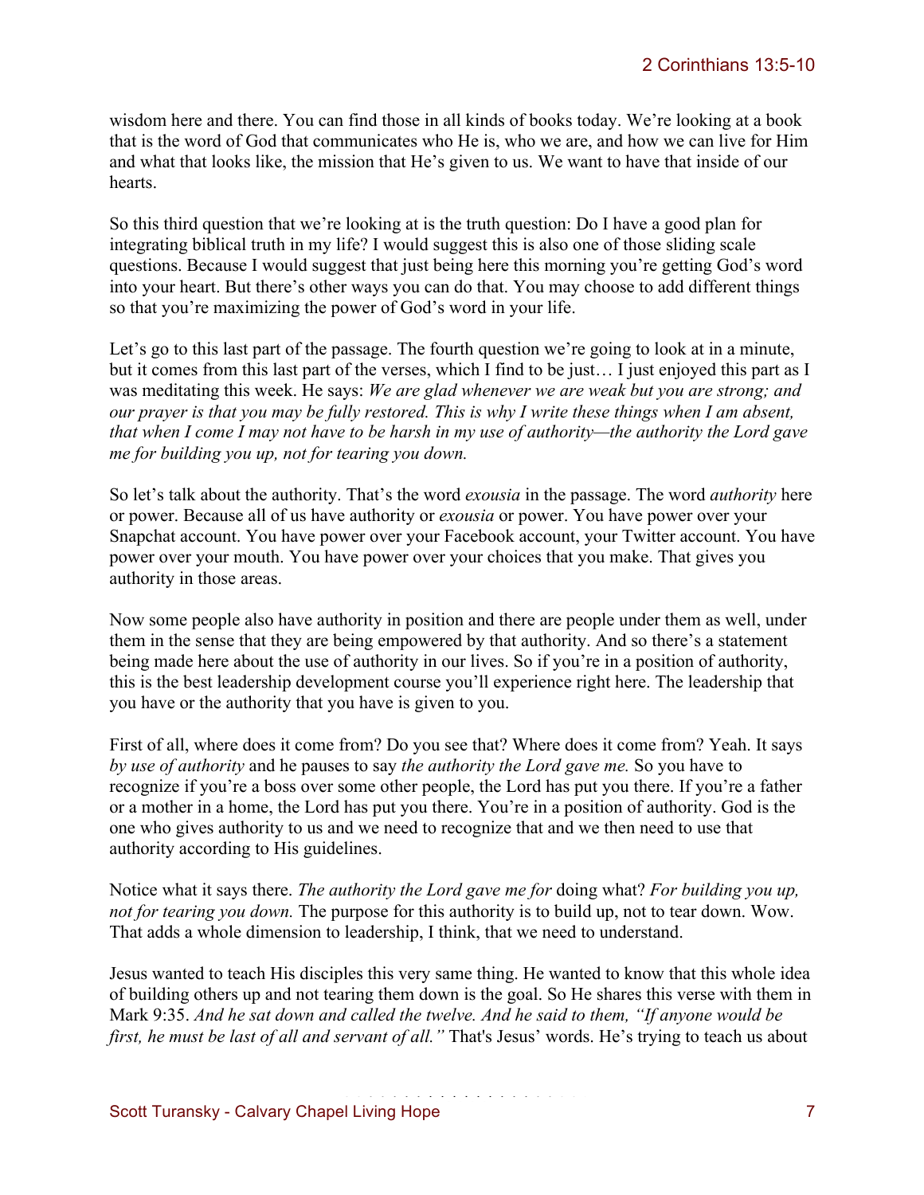wisdom here and there. You can find those in all kinds of books today. We're looking at a book that is the word of God that communicates who He is, who we are, and how we can live for Him and what that looks like, the mission that He's given to us. We want to have that inside of our hearts.

So this third question that we're looking at is the truth question: Do I have a good plan for integrating biblical truth in my life? I would suggest this is also one of those sliding scale questions. Because I would suggest that just being here this morning you're getting God's word into your heart. But there's other ways you can do that. You may choose to add different things so that you're maximizing the power of God's word in your life.

Let's go to this last part of the passage. The fourth question we're going to look at in a minute, but it comes from this last part of the verses, which I find to be just… I just enjoyed this part as I was meditating this week. He says: *We are glad whenever we are weak but you are strong; and our prayer is that you may be fully restored. This is why I write these things when I am absent, that when I come I may not have to be harsh in my use of authority—the authority the Lord gave me for building you up, not for tearing you down.*

So let's talk about the authority. That's the word *exousia* in the passage. The word *authority* here or power. Because all of us have authority or *exousia* or power. You have power over your Snapchat account. You have power over your Facebook account, your Twitter account. You have power over your mouth. You have power over your choices that you make. That gives you authority in those areas.

Now some people also have authority in position and there are people under them as well, under them in the sense that they are being empowered by that authority. And so there's a statement being made here about the use of authority in our lives. So if you're in a position of authority, this is the best leadership development course you'll experience right here. The leadership that you have or the authority that you have is given to you.

First of all, where does it come from? Do you see that? Where does it come from? Yeah. It says *by use of authority* and he pauses to say *the authority the Lord gave me.* So you have to recognize if you're a boss over some other people, the Lord has put you there. If you're a father or a mother in a home, the Lord has put you there. You're in a position of authority. God is the one who gives authority to us and we need to recognize that and we then need to use that authority according to His guidelines.

Notice what it says there. *The authority the Lord gave me for* doing what? *For building you up, not for tearing you down.* The purpose for this authority is to build up, not to tear down. Wow. That adds a whole dimension to leadership, I think, that we need to understand.

Jesus wanted to teach His disciples this very same thing. He wanted to know that this whole idea of building others up and not tearing them down is the goal. So He shares this verse with them in Mark 9:35. *And he sat down and called the twelve. And he said to them, "If anyone would be first, he must be last of all and servant of all."* That's Jesus' words. He's trying to teach us about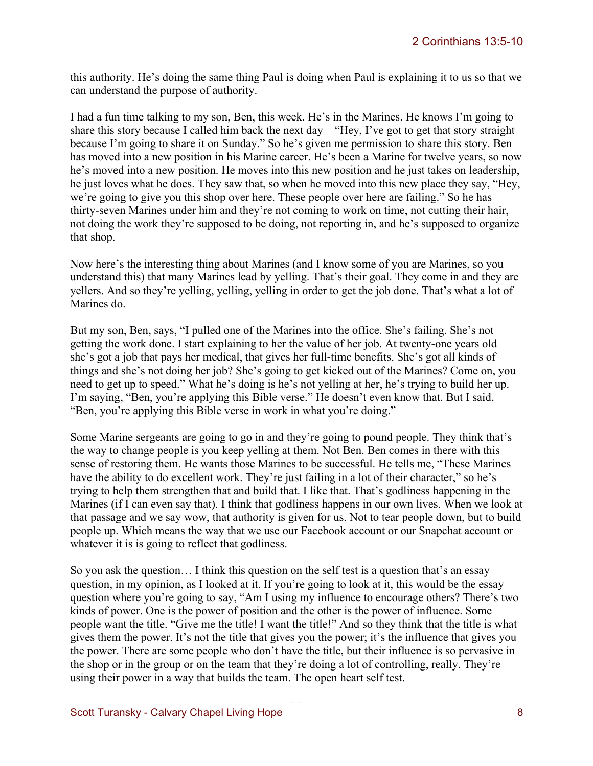this authority. He's doing the same thing Paul is doing when Paul is explaining it to us so that we can understand the purpose of authority.

I had a fun time talking to my son, Ben, this week. He's in the Marines. He knows I'm going to share this story because I called him back the next day – "Hey, I've got to get that story straight because I'm going to share it on Sunday." So he's given me permission to share this story. Ben has moved into a new position in his Marine career. He's been a Marine for twelve years, so now he's moved into a new position. He moves into this new position and he just takes on leadership, he just loves what he does. They saw that, so when he moved into this new place they say, "Hey, we're going to give you this shop over here. These people over here are failing." So he has thirty-seven Marines under him and they're not coming to work on time, not cutting their hair, not doing the work they're supposed to be doing, not reporting in, and he's supposed to organize that shop.

Now here's the interesting thing about Marines (and I know some of you are Marines, so you understand this) that many Marines lead by yelling. That's their goal. They come in and they are yellers. And so they're yelling, yelling, yelling in order to get the job done. That's what a lot of Marines do.

But my son, Ben, says, "I pulled one of the Marines into the office. She's failing. She's not getting the work done. I start explaining to her the value of her job. At twenty-one years old she's got a job that pays her medical, that gives her full-time benefits. She's got all kinds of things and she's not doing her job? She's going to get kicked out of the Marines? Come on, you need to get up to speed." What he's doing is he's not yelling at her, he's trying to build her up. I'm saying, "Ben, you're applying this Bible verse." He doesn't even know that. But I said, "Ben, you're applying this Bible verse in work in what you're doing."

Some Marine sergeants are going to go in and they're going to pound people. They think that's the way to change people is you keep yelling at them. Not Ben. Ben comes in there with this sense of restoring them. He wants those Marines to be successful. He tells me, "These Marines have the ability to do excellent work. They're just failing in a lot of their character," so he's trying to help them strengthen that and build that. I like that. That's godliness happening in the Marines (if I can even say that). I think that godliness happens in our own lives. When we look at that passage and we say wow, that authority is given for us. Not to tear people down, but to build people up. Which means the way that we use our Facebook account or our Snapchat account or whatever it is is going to reflect that godliness.

So you ask the question… I think this question on the self test is a question that's an essay question, in my opinion, as I looked at it. If you're going to look at it, this would be the essay question where you're going to say, "Am I using my influence to encourage others? There's two kinds of power. One is the power of position and the other is the power of influence. Some people want the title. "Give me the title! I want the title!" And so they think that the title is what gives them the power. It's not the title that gives you the power; it's the influence that gives you the power. There are some people who don't have the title, but their influence is so pervasive in the shop or in the group or on the team that they're doing a lot of controlling, really. They're using their power in a way that builds the team. The open heart self test.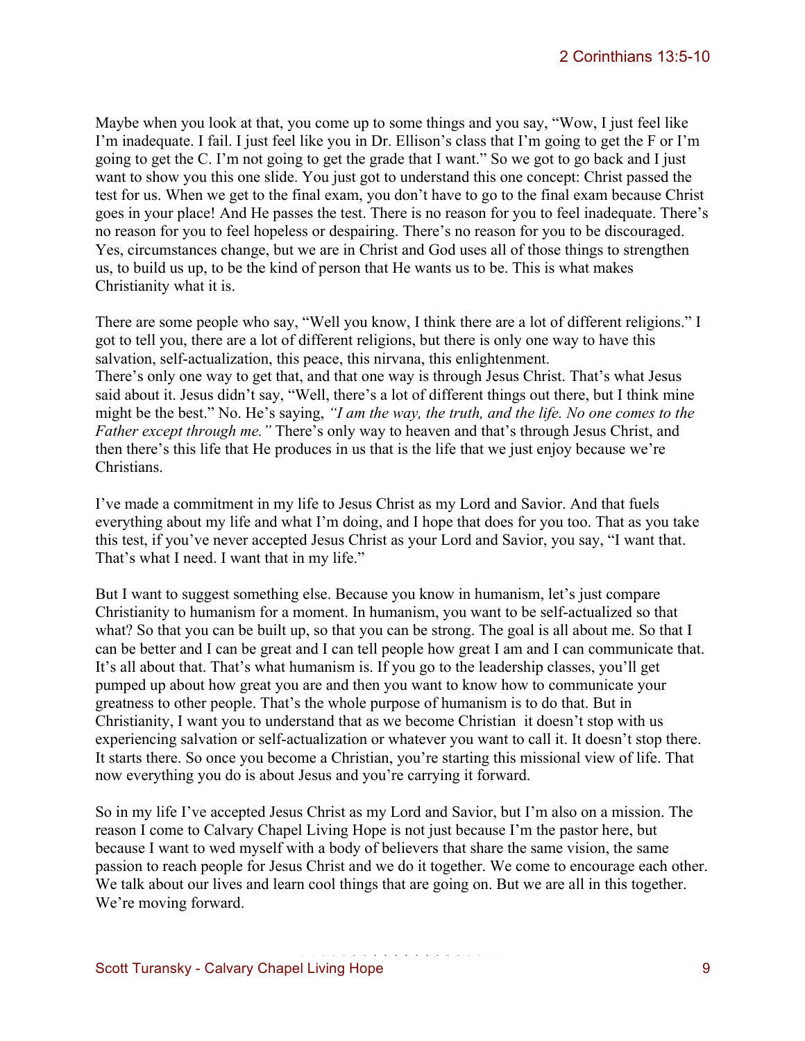Maybe when you look at that, you come up to some things and you say, "Wow, I just feel like I'm inadequate. I fail. I just feel like you in Dr. Ellison's class that I'm going to get the F or I'm going to get the C. I'm not going to get the grade that I want." So we got to go back and I just want to show you this one slide. You just got to understand this one concept: Christ passed the test for us. When we get to the final exam, you don't have to go to the final exam because Christ goes in your place! And He passes the test. There is no reason for you to feel inadequate. There's no reason for you to feel hopeless or despairing. There's no reason for you to be discouraged. Yes, circumstances change, but we are in Christ and God uses all of those things to strengthen us, to build us up, to be the kind of person that He wants us to be. This is what makes Christianity what it is.

There are some people who say, "Well you know, I think there are a lot of different religions." I got to tell you, there are a lot of different religions, but there is only one way to have this salvation, self-actualization, this peace, this nirvana, this enlightenment.
There's only one way to get that, and that one way is through Jesus Christ. That's what Jesus said about it. Jesus didn't say, "Well, there's a lot of different things out there, but I think mine might be the best." No. He's saying, *"I am the way, the truth, and the life. No one comes to the Father except through me."* There's only way to heaven and that's through Jesus Christ, and then there's this life that He produces in us that is the life that we just enjoy because we're Christians.

I've made a commitment in my life to Jesus Christ as my Lord and Savior. And that fuels everything about my life and what I'm doing, and I hope that does for you too. That as you take this test, if you've never accepted Jesus Christ as your Lord and Savior, you say, "I want that. That's what I need. I want that in my life."

But I want to suggest something else. Because you know in humanism, let's just compare Christianity to humanism for a moment. In humanism, you want to be self-actualized so that what? So that you can be built up, so that you can be strong. The goal is all about me. So that I can be better and I can be great and I can tell people how great I am and I can communicate that. It's all about that. That's what humanism is. If you go to the leadership classes, you'll get pumped up about how great you are and then you want to know how to communicate your greatness to other people. That's the whole purpose of humanism is to do that. But in Christianity, I want you to understand that as we become Christian it doesn't stop with us experiencing salvation or self-actualization or whatever you want to call it. It doesn't stop there. It starts there. So once you become a Christian, you're starting this missional view of life. That now everything you do is about Jesus and you're carrying it forward.

So in my life I've accepted Jesus Christ as my Lord and Savior, but I'm also on a mission. The reason I come to Calvary Chapel Living Hope is not just because I'm the pastor here, but because I want to wed myself with a body of believers that share the same vision, the same passion to reach people for Jesus Christ and we do it together. We come to encourage each other. We talk about our lives and learn cool things that are going on. But we are all in this together. We're moving forward.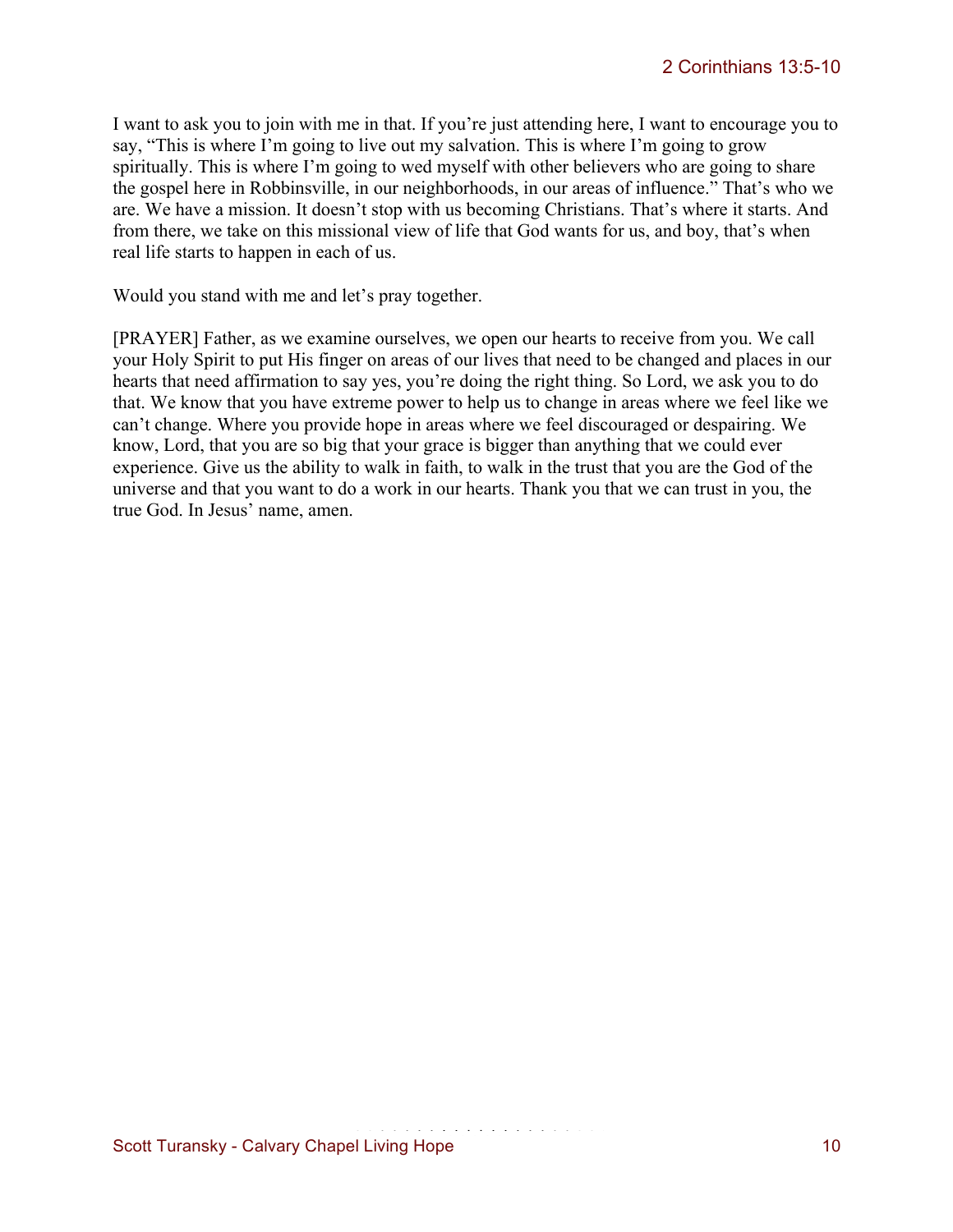I want to ask you to join with me in that. If you're just attending here, I want to encourage you to say, "This is where I'm going to live out my salvation. This is where I'm going to grow spiritually. This is where I'm going to wed myself with other believers who are going to share the gospel here in Robbinsville, in our neighborhoods, in our areas of influence." That's who we are. We have a mission. It doesn't stop with us becoming Christians. That's where it starts. And from there, we take on this missional view of life that God wants for us, and boy, that's when real life starts to happen in each of us.

Would you stand with me and let's pray together.

[PRAYER] Father, as we examine ourselves, we open our hearts to receive from you. We call your Holy Spirit to put His finger on areas of our lives that need to be changed and places in our hearts that need affirmation to say yes, you're doing the right thing. So Lord, we ask you to do that. We know that you have extreme power to help us to change in areas where we feel like we can't change. Where you provide hope in areas where we feel discouraged or despairing. We know, Lord, that you are so big that your grace is bigger than anything that we could ever experience. Give us the ability to walk in faith, to walk in the trust that you are the God of the universe and that you want to do a work in our hearts. Thank you that we can trust in you, the true God. In Jesus' name, amen.